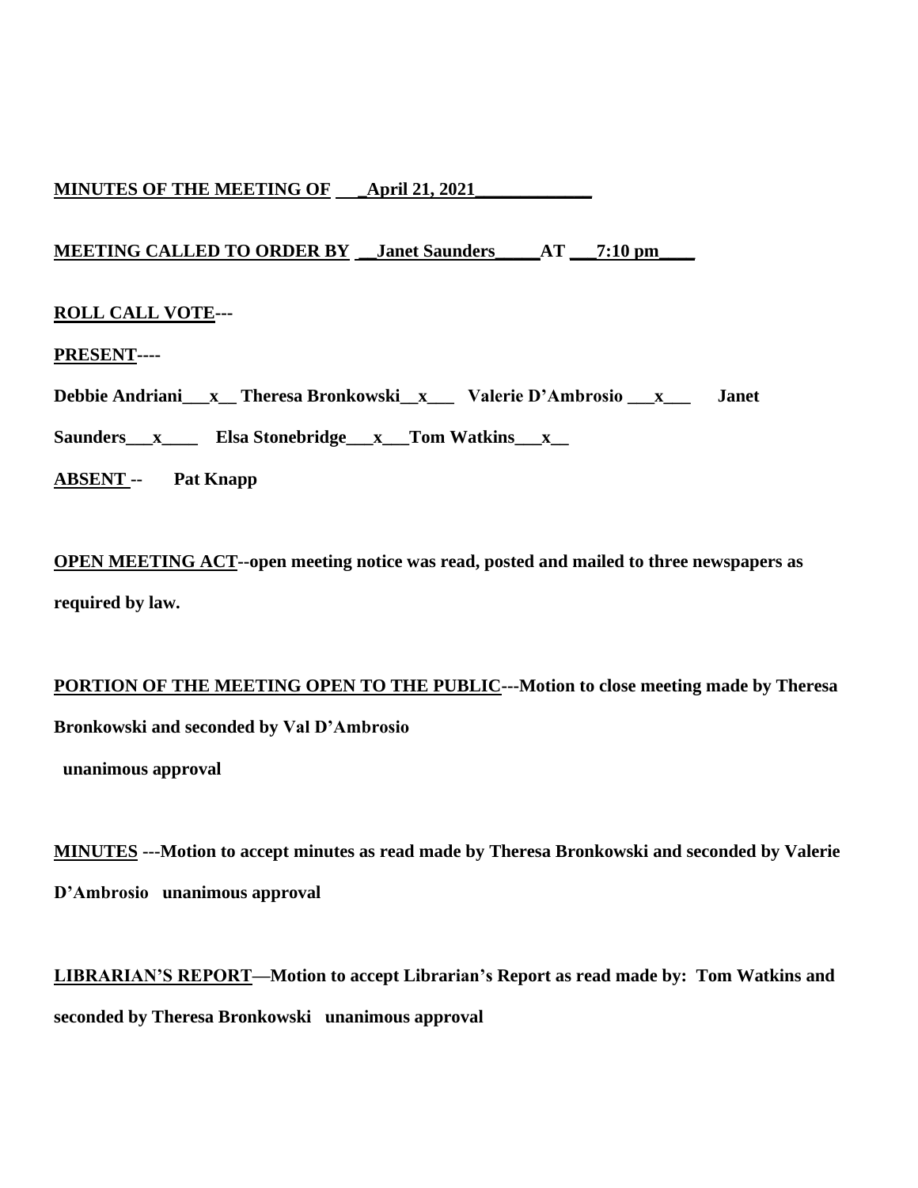**MINUTES OF THE MEETING OF \_\_\_April 21, 2021\_\_\_\_\_\_\_\_\_\_\_\_\_**

**MEETING CALLED TO ORDER BY \_\_Janet Saunders\_\_\_\_\_AT \_\_\_7:10 pm\_\_\_\_**

**ROLL CALL VOTE---**

**PRESENT----**

**Debbie Andriani\_\_\_x\_\_ Theresa Bronkowski\_\_x\_\_\_ Valerie D'Ambrosio \_\_\_x\_\_\_ Janet Saunders\_\_\_x\_\_\_\_ Elsa Stonebridge\_\_\_x\_\_\_Tom Watkins\_\_\_x\_\_**

**ABSENT -- Pat Knapp**

**OPEN MEETING ACT--open meeting notice was read, posted and mailed to three newspapers as required by law.**

**PORTION OF THE MEETING OPEN TO THE PUBLIC---Motion to close meeting made by Theresa Bronkowski and seconded by Val D'Ambrosio**

**unanimous approval**

**MINUTES ---Motion to accept minutes as read made by Theresa Bronkowski and seconded by Valerie D'Ambrosio unanimous approval**

**LIBRARIAN'S REPORT—Motion to accept Librarian's Report as read made by: Tom Watkins and seconded by Theresa Bronkowski unanimous approval**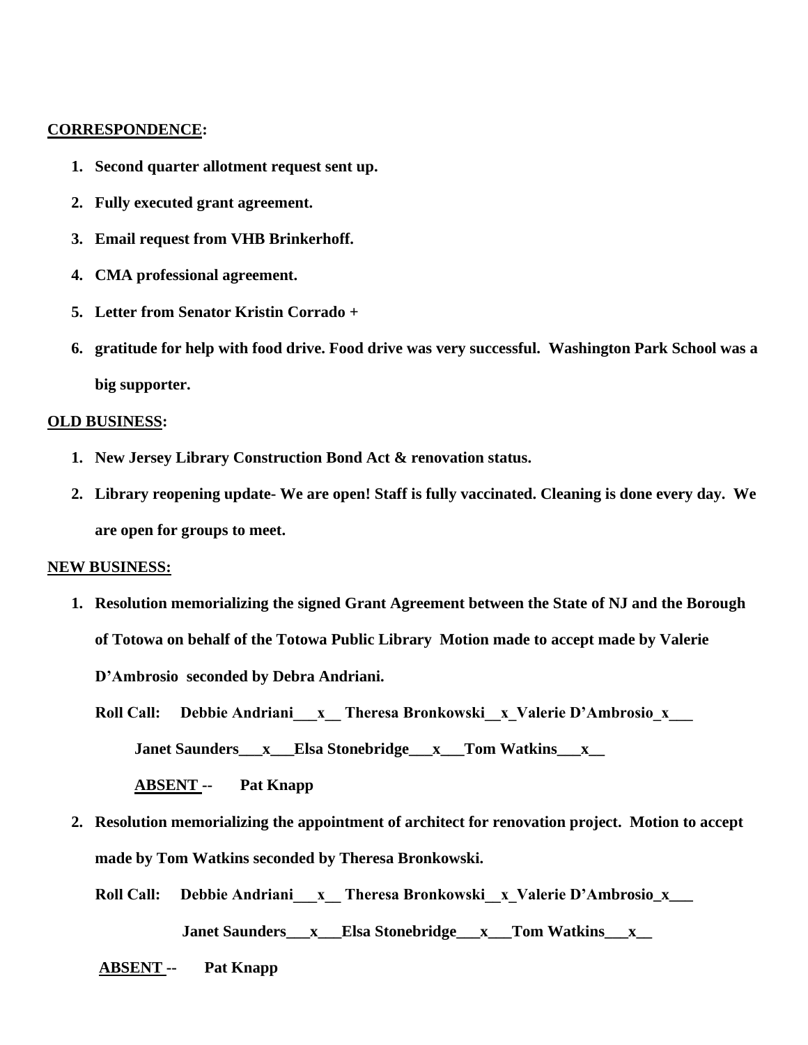**CORRESPONDENCE:**

1. **Second quarter allotment request sent up.**
2. **Fully executed grant agreement.**
3. **Email request from VHB Brinkerhoff.**
4. **CMA professional agreement.**
5. **Letter from Senator Kristin Corrado +**
6. **gratitude for help with food drive. Food drive was very successful. Washington Park School was a big supporter.**

**OLD BUSINESS:**

1. **New Jersey Library Construction Bond Act & renovation status.**
2. **Library reopening update- We are open! Staff is fully vaccinated. Cleaning is done every day. We are open for groups to meet.**

**NEW BUSINESS:**

1. **Resolution memorializing the signed Grant Agreement between the State of NJ and the Borough of Totowa on behalf of the Totowa Public Library Motion made to accept made by Valerie D'Ambrosio seconded by Debra Andriani.**

   **Roll Call: Debbie Andriani\_\_\_x\_\_ Theresa Bronkowski\_\_x\_Valerie D'Ambrosio\_x\_\_\_**

   **Janet Saunders\_\_\_x\_\_\_Elsa Stonebridge\_\_\_x\_\_\_Tom Watkins\_\_\_x\_\_**

   **ABSENT -- Pat Knapp**

2. **Resolution memorializing the appointment of architect for renovation project. Motion to accept made by Tom Watkins seconded by Theresa Bronkowski.**

   **Roll Call: Debbie Andriani\_\_\_x\_\_ Theresa Bronkowski\_\_x\_Valerie D'Ambrosio\_x\_\_\_**

   **Janet Saunders\_\_\_x\_\_\_Elsa Stonebridge\_\_\_x\_\_\_Tom Watkins\_\_\_x\_\_**

   **ABSENT -- Pat Knapp**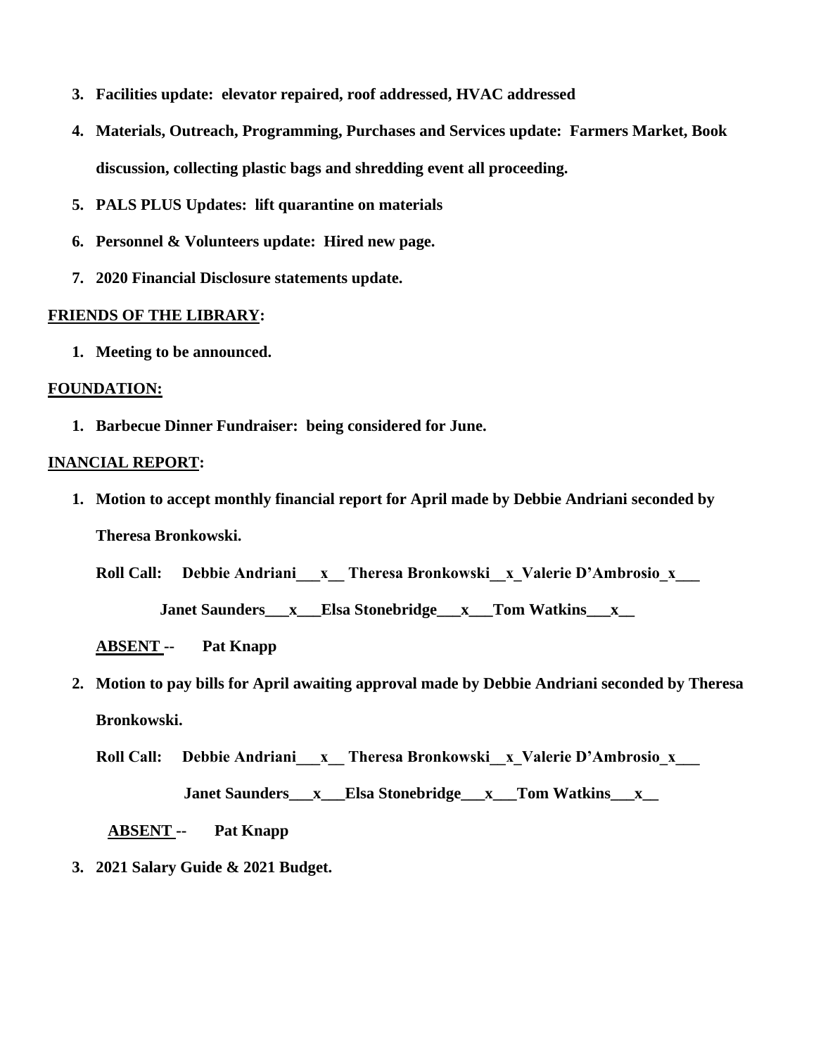3. **Facilities update: elevator repaired, roof addressed, HVAC addressed**
4. **Materials, Outreach, Programming, Purchases and Services update: Farmers Market, Book discussion, collecting plastic bags and shredding event all proceeding.**
5. **PALS PLUS Updates: lift quarantine on materials**
6. **Personnel & Volunteers update: Hired new page.**
7. **2020 Financial Disclosure statements update.**

**FRIENDS OF THE LIBRARY:**

1. **Meeting to be announced.**

**FOUNDATION:**

1. **Barbecue Dinner Fundraiser: being considered for June.**

**INANCIAL REPORT:**

1. **Motion to accept monthly financial report for April made by Debbie Andriani seconded by Theresa Bronkowski.**

   **Roll Call: Debbie Andriani___x__ Theresa Bronkowski__x_Valerie D'Ambrosio_x___**

   **Janet Saunders___x___Elsa Stonebridge___x___Tom Watkins___x__**

   **ABSENT -- Pat Knapp**

2. **Motion to pay bills for April awaiting approval made by Debbie Andriani seconded by Theresa Bronkowski.**

   **Roll Call: Debbie Andriani___x__ Theresa Bronkowski__x_Valerie D'Ambrosio_x___**

   **Janet Saunders___x___Elsa Stonebridge___x___Tom Watkins___x__**

   **ABSENT -- Pat Knapp**

3. **2021 Salary Guide & 2021 Budget.**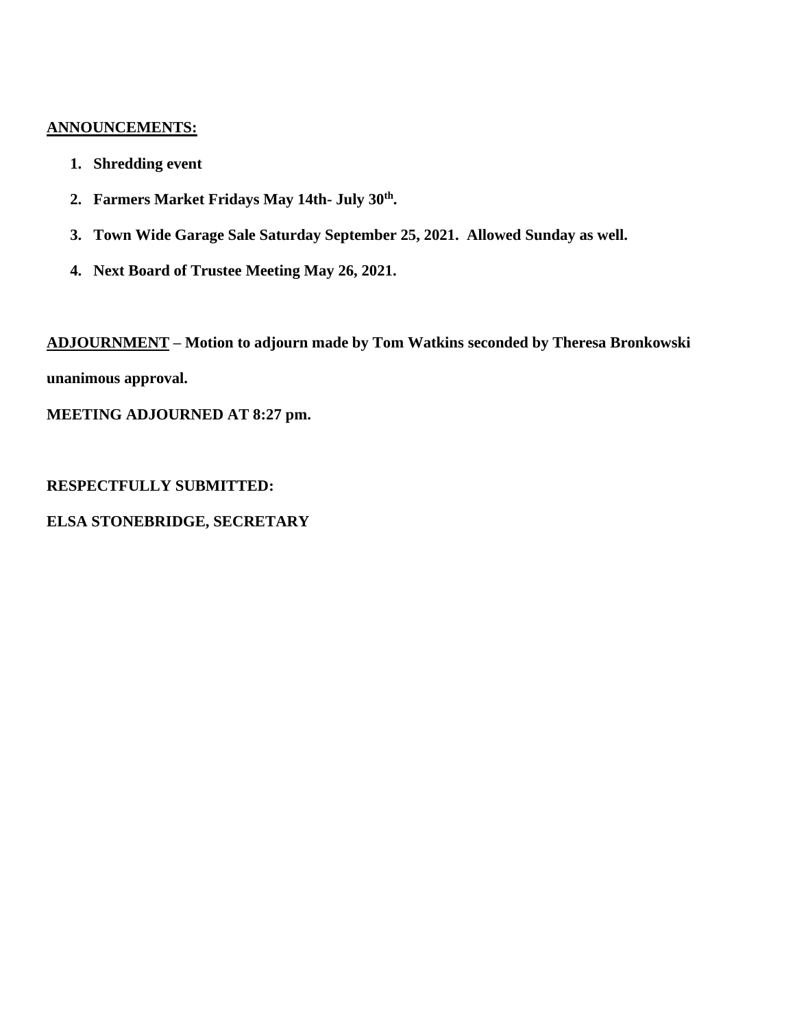**ANNOUNCEMENTS:**

1. **Shredding event**
2. **Farmers Market Fridays May 14th- July 30th.**
3. **Town Wide Garage Sale Saturday September 25, 2021. Allowed Sunday as well.**
4. **Next Board of Trustee Meeting May 26, 2021.**

**ADJOURNMENT – Motion to adjourn made by Tom Watkins seconded by Theresa Bronkowski unanimous approval.**

**MEETING ADJOURNED AT 8:27 pm.**

**RESPECTFULLY SUBMITTED:**

**ELSA STONEBRIDGE, SECRETARY**